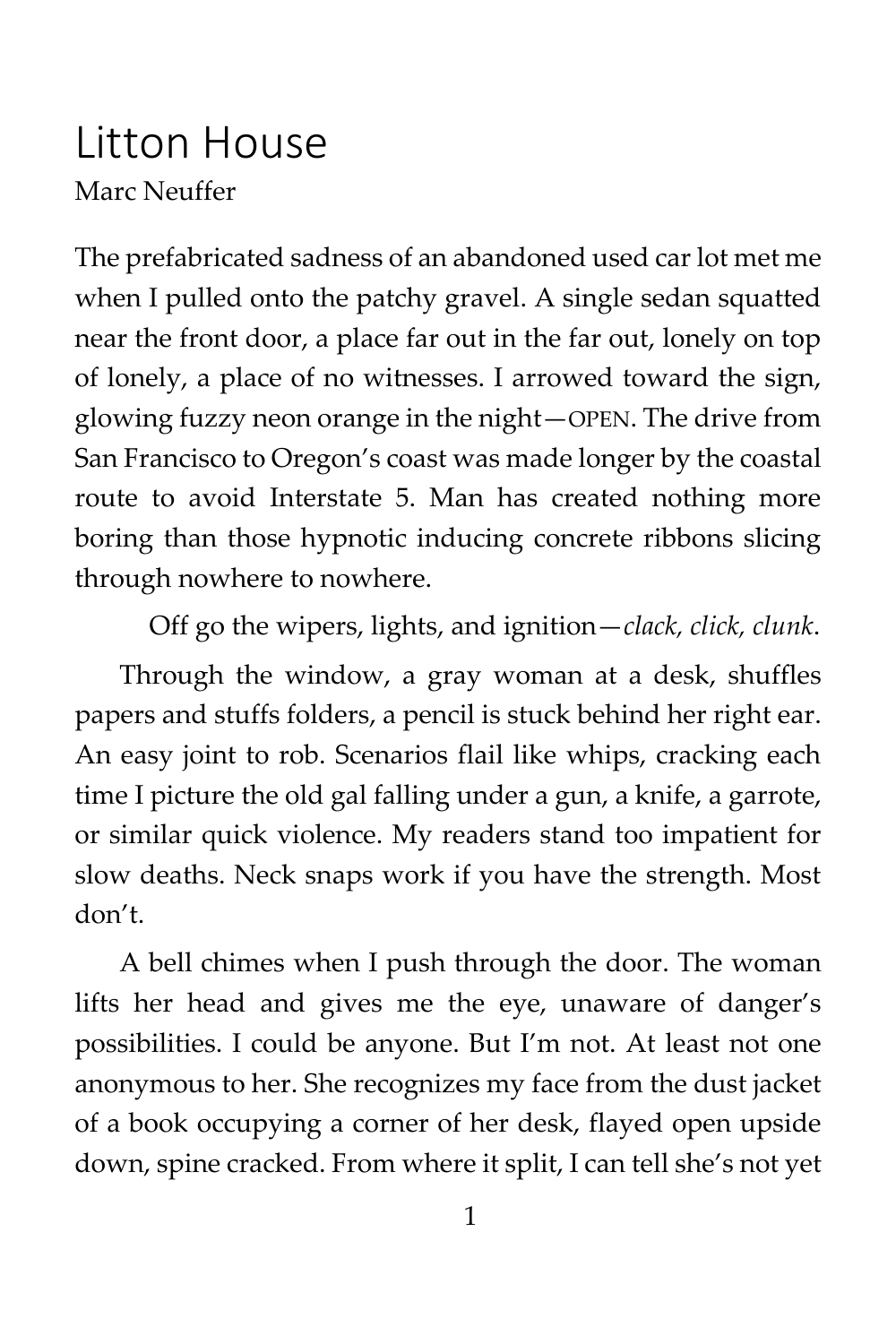# Litton House

Marc Neuffer

The prefabricated sadness of an abandoned used car lot met me when I pulled onto the patchy gravel. A single sedan squatted near the front door, a place far out in the far out, lonely on top of lonely, a place of no witnesses. I arrowed toward the sign, glowing fuzzy neon orange in the night—OPEN. The drive from San Francisco to Oregon's coast was made longer by the coastal route to avoid Interstate 5. Man has created nothing more boring than those hypnotic inducing concrete ribbons slicing through nowhere to nowhere.

Off go the wipers, lights, and ignition—*clack, click, clunk*.

Through the window, a gray woman at a desk, shuffles papers and stuffs folders, a pencil is stuck behind her right ear. An easy joint to rob. Scenarios flail like whips, cracking each time I picture the old gal falling under a gun, a knife, a garrote, or similar quick violence. My readers stand too impatient for slow deaths. Neck snaps work if you have the strength. Most don't.

A bell chimes when I push through the door. The woman lifts her head and gives me the eye, unaware of danger's possibilities. I could be anyone. But I'm not. At least not one anonymous to her. She recognizes my face from the dust jacket of a book occupying a corner of her desk, flayed open upside down, spine cracked. From where it split, I can tell she's not yet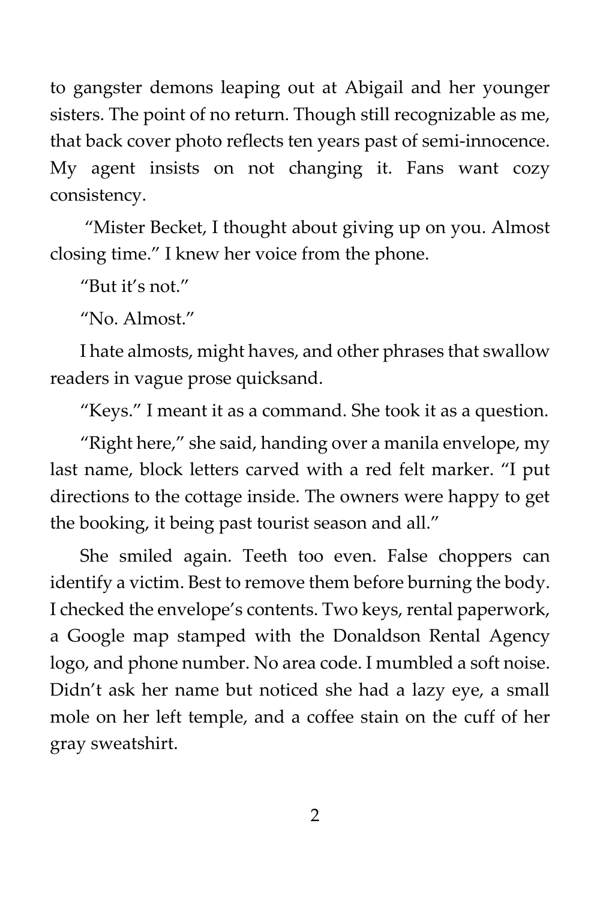to gangster demons leaping out at Abigail and her younger sisters. The point of no return. Though still recognizable as me, that back cover photo reflects ten years past of semi-innocence. My agent insists on not changing it. Fans want cozy consistency.

"Mister Becket, I thought about giving up on you. Almost closing time." I knew her voice from the phone.

"But it's not."

"No. Almost."

I hate almosts, might haves, and other phrases that swallow readers in vague prose quicksand.

"Keys." I meant it as a command. She took it as a question.

"Right here," she said, handing over a manila envelope, my last name, block letters carved with a red felt marker. "I put directions to the cottage inside. The owners were happy to get the booking, it being past tourist season and all."

She smiled again. Teeth too even. False choppers can identify a victim. Best to remove them before burning the body. I checked the envelope's contents. Two keys, rental paperwork, a Google map stamped with the Donaldson Rental Agency logo, and phone number. No area code. I mumbled a soft noise. Didn't ask her name but noticed she had a lazy eye, a small mole on her left temple, and a coffee stain on the cuff of her gray sweatshirt.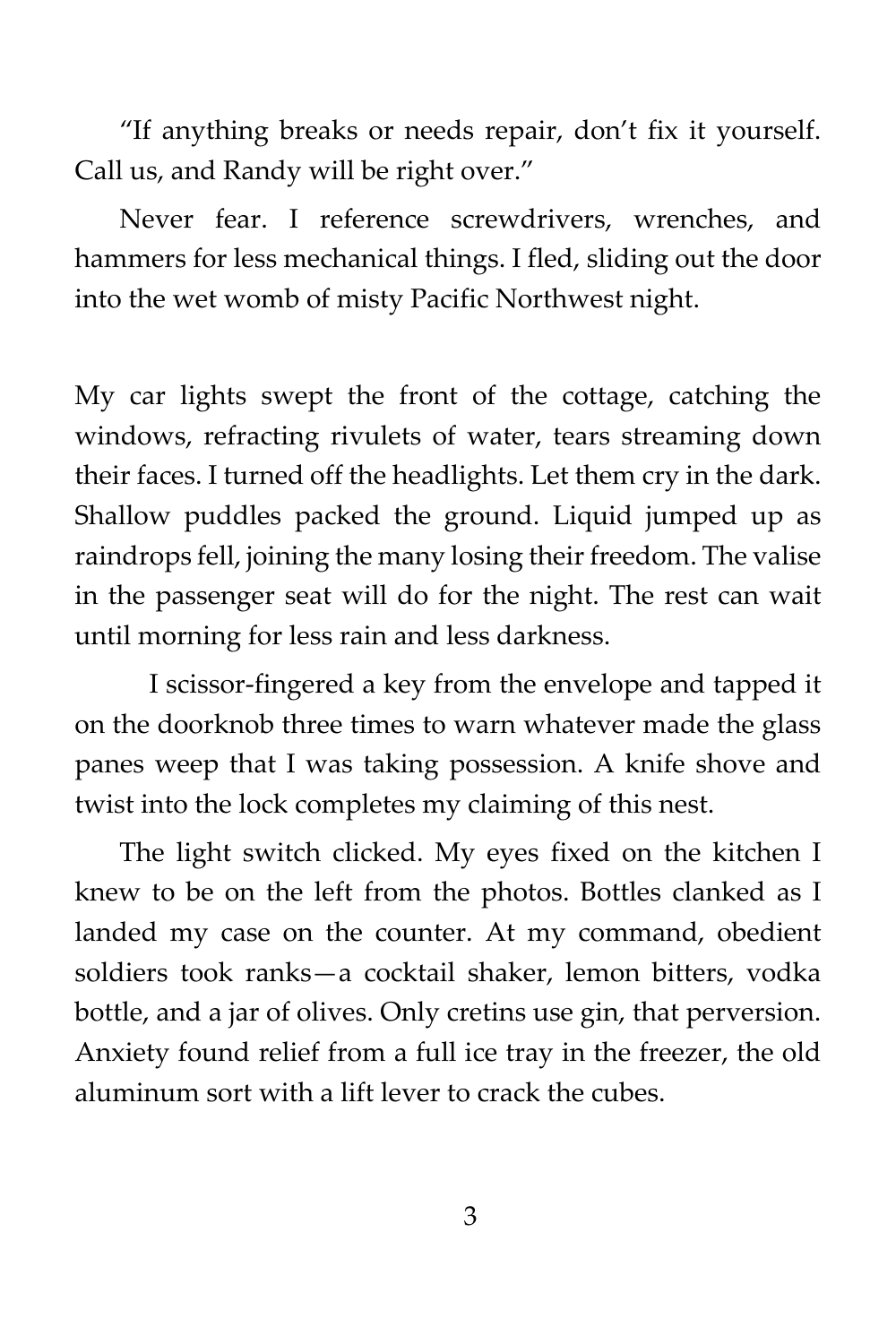"If anything breaks or needs repair, don't fix it yourself. Call us, and Randy will be right over."

Never fear. I reference screwdrivers, wrenches, and hammers for less mechanical things. I fled, sliding out the door into the wet womb of misty Pacific Northwest night.

My car lights swept the front of the cottage, catching the windows, refracting rivulets of water, tears streaming down their faces. I turned off the headlights. Let them cry in the dark. Shallow puddles packed the ground. Liquid jumped up as raindrops fell, joining the many losing their freedom. The valise in the passenger seat will do for the night. The rest can wait until morning for less rain and less darkness.

I scissor-fingered a key from the envelope and tapped it on the doorknob three times to warn whatever made the glass panes weep that I was taking possession. A knife shove and twist into the lock completes my claiming of this nest.

The light switch clicked. My eyes fixed on the kitchen I knew to be on the left from the photos. Bottles clanked as I landed my case on the counter. At my command, obedient soldiers took ranks—a cocktail shaker, lemon bitters, vodka bottle, and a jar of olives. Only cretins use gin, that perversion. Anxiety found relief from a full ice tray in the freezer, the old aluminum sort with a lift lever to crack the cubes.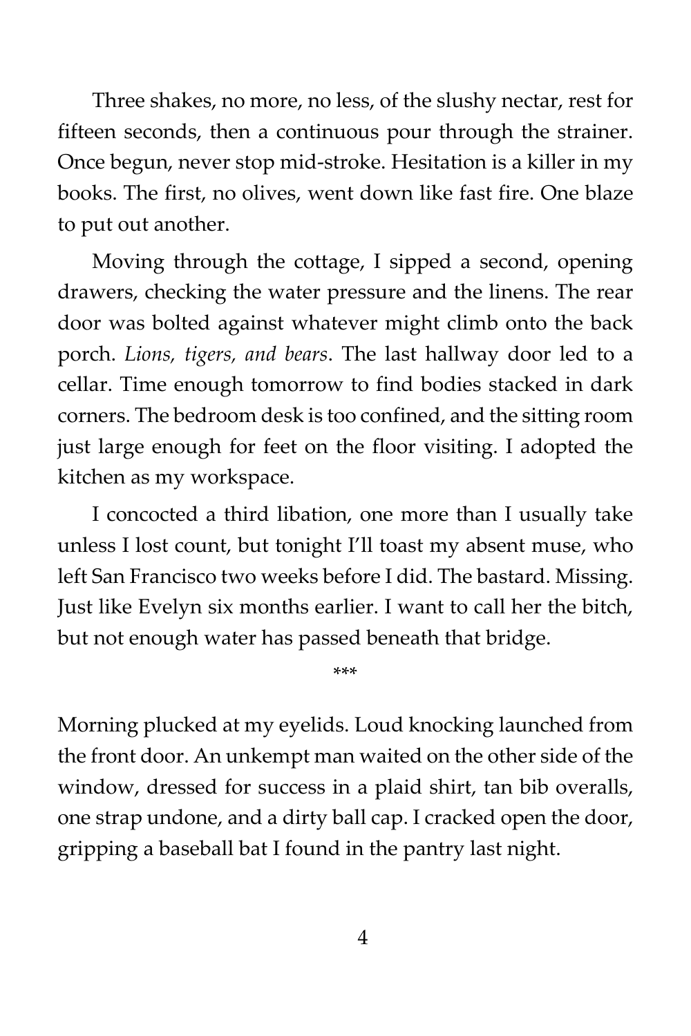Three shakes, no more, no less, of the slushy nectar, rest for fifteen seconds, then a continuous pour through the strainer. Once begun, never stop mid-stroke. Hesitation is a killer in my books. The first, no olives, went down like fast fire. One blaze to put out another.

Moving through the cottage, I sipped a second, opening drawers, checking the water pressure and the linens. The rear door was bolted against whatever might climb onto the back porch. *Lions, tigers, and bears*. The last hallway door led to a cellar. Time enough tomorrow to find bodies stacked in dark corners. The bedroom desk is too confined, and the sitting room just large enough for feet on the floor visiting. I adopted the kitchen as my workspace.

I concocted a third libation, one more than I usually take unless I lost count, but tonight I'll toast my absent muse, who left San Francisco two weeks before I did. The bastard. Missing. Just like Evelyn six months earlier. I want to call her the bitch, but not enough water has passed beneath that bridge.

***

Morning plucked at my eyelids. Loud knocking launched from the front door. An unkempt man waited on the other side of the window, dressed for success in a plaid shirt, tan bib overalls, one strap undone, and a dirty ball cap. I cracked open the door, gripping a baseball bat I found in the pantry last night.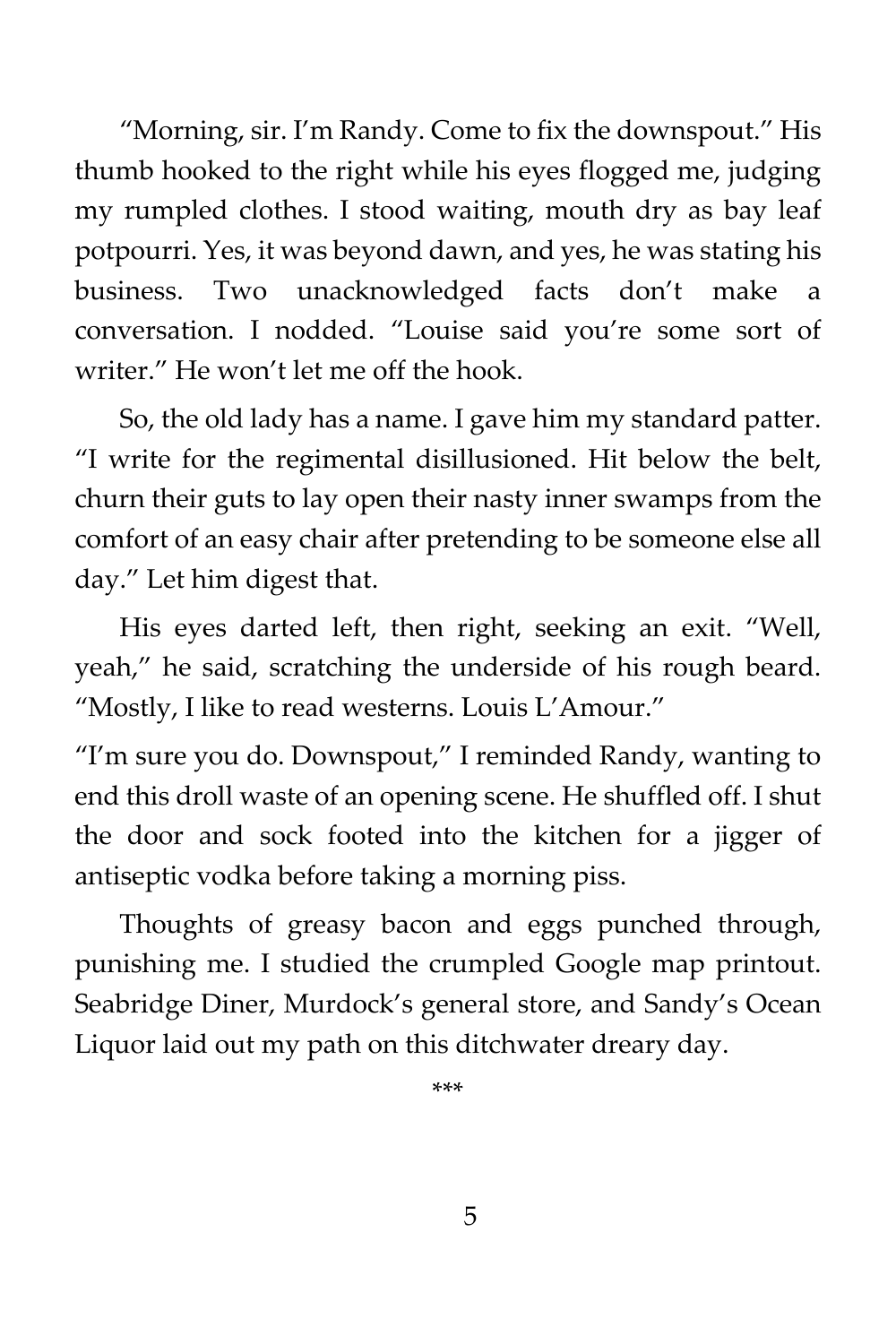"Morning, sir. I'm Randy. Come to fix the downspout." His thumb hooked to the right while his eyes flogged me, judging my rumpled clothes. I stood waiting, mouth dry as bay leaf potpourri. Yes, it was beyond dawn, and yes, he was stating his business. Two unacknowledged facts don't make a conversation. I nodded. "Louise said you're some sort of writer." He won't let me off the hook.

So, the old lady has a name. I gave him my standard patter. "I write for the regimental disillusioned. Hit below the belt, churn their guts to lay open their nasty inner swamps from the comfort of an easy chair after pretending to be someone else all day." Let him digest that.

His eyes darted left, then right, seeking an exit. "Well, yeah," he said, scratching the underside of his rough beard. "Mostly, I like to read westerns. Louis L'Amour."

"I'm sure you do. Downspout," I reminded Randy, wanting to end this droll waste of an opening scene. He shuffled off. I shut the door and sock footed into the kitchen for a jigger of antiseptic vodka before taking a morning piss.

Thoughts of greasy bacon and eggs punched through, punishing me. I studied the crumpled Google map printout. Seabridge Diner, Murdock's general store, and Sandy's Ocean Liquor laid out my path on this ditchwater dreary day.

***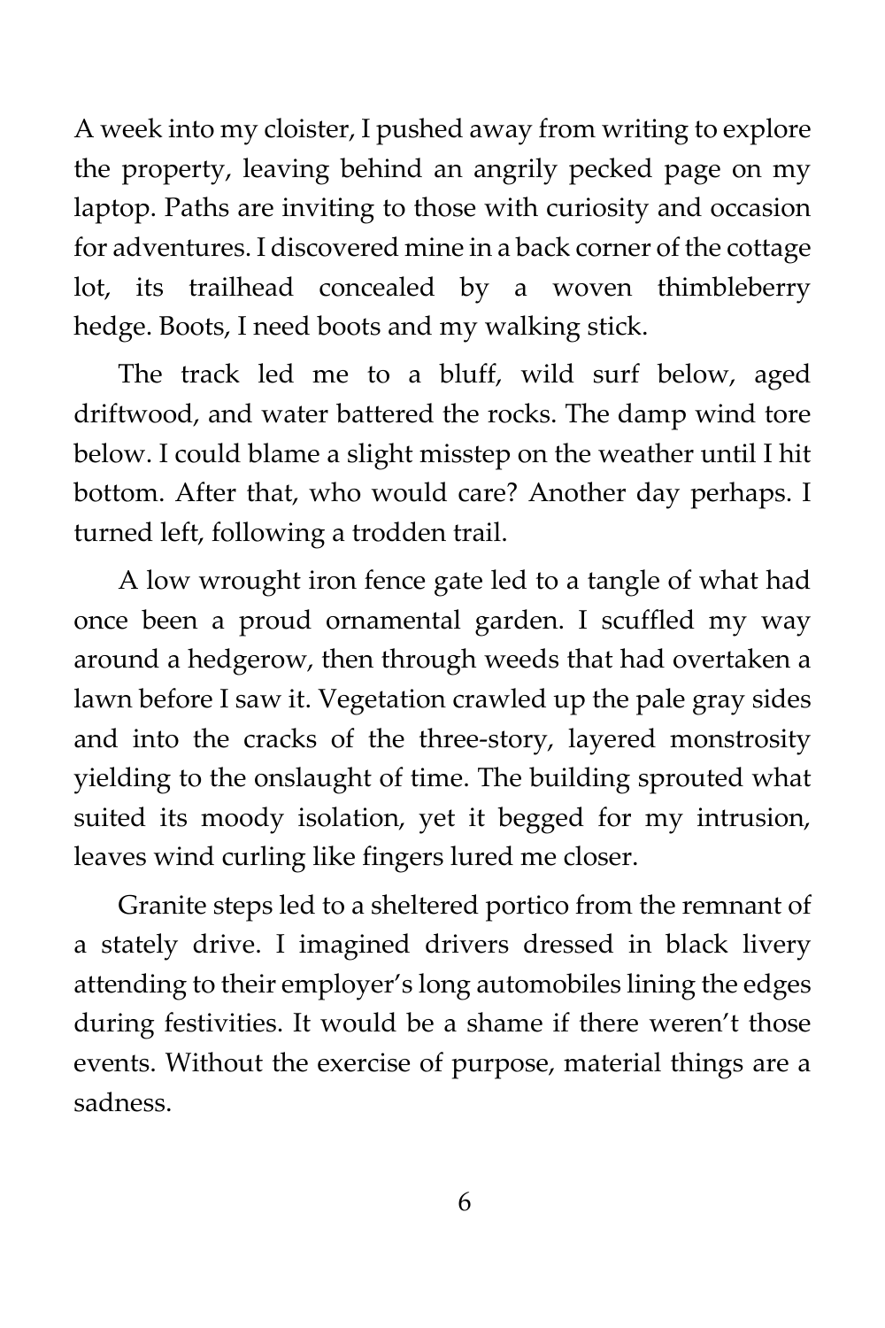A week into my cloister, I pushed away from writing to explore the property, leaving behind an angrily pecked page on my laptop. Paths are inviting to those with curiosity and occasion for adventures. I discovered mine in a back corner of the cottage lot, its trailhead concealed by a woven thimbleberry hedge. Boots, I need boots and my walking stick.

The track led me to a bluff, wild surf below, aged driftwood, and water battered the rocks. The damp wind tore below. I could blame a slight misstep on the weather until I hit bottom. After that, who would care? Another day perhaps. I turned left, following a trodden trail.

A low wrought iron fence gate led to a tangle of what had once been a proud ornamental garden. I scuffled my way around a hedgerow, then through weeds that had overtaken a lawn before I saw it. Vegetation crawled up the pale gray sides and into the cracks of the three-story, layered monstrosity yielding to the onslaught of time. The building sprouted what suited its moody isolation, yet it begged for my intrusion, leaves wind curling like fingers lured me closer.

Granite steps led to a sheltered portico from the remnant of a stately drive. I imagined drivers dressed in black livery attending to their employer's long automobiles lining the edges during festivities. It would be a shame if there weren't those events. Without the exercise of purpose, material things are a sadness.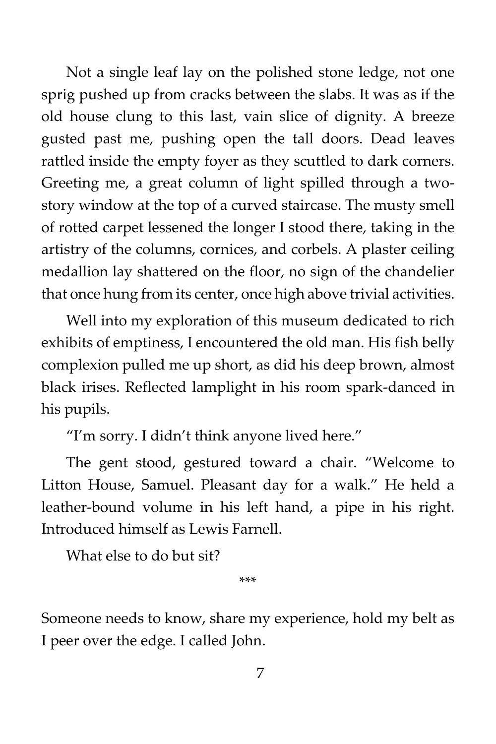Not a single leaf lay on the polished stone ledge, not one sprig pushed up from cracks between the slabs. It was as if the old house clung to this last, vain slice of dignity. A breeze gusted past me, pushing open the tall doors. Dead leaves rattled inside the empty foyer as they scuttled to dark corners. Greeting me, a great column of light spilled through a two-story window at the top of a curved staircase. The musty smell of rotted carpet lessened the longer I stood there, taking in the artistry of the columns, cornices, and corbels. A plaster ceiling medallion lay shattered on the floor, no sign of the chandelier that once hung from its center, once high above trivial activities.

Well into my exploration of this museum dedicated to rich exhibits of emptiness, I encountered the old man. His fish belly complexion pulled me up short, as did his deep brown, almost black irises. Reflected lamplight in his room spark-danced in his pupils.

"I'm sorry. I didn't think anyone lived here."

The gent stood, gestured toward a chair. "Welcome to Litton House, Samuel. Pleasant day for a walk." He held a leather-bound volume in his left hand, a pipe in his right. Introduced himself as Lewis Farnell.

What else to do but sit?

***

Someone needs to know, share my experience, hold my belt as I peer over the edge. I called John.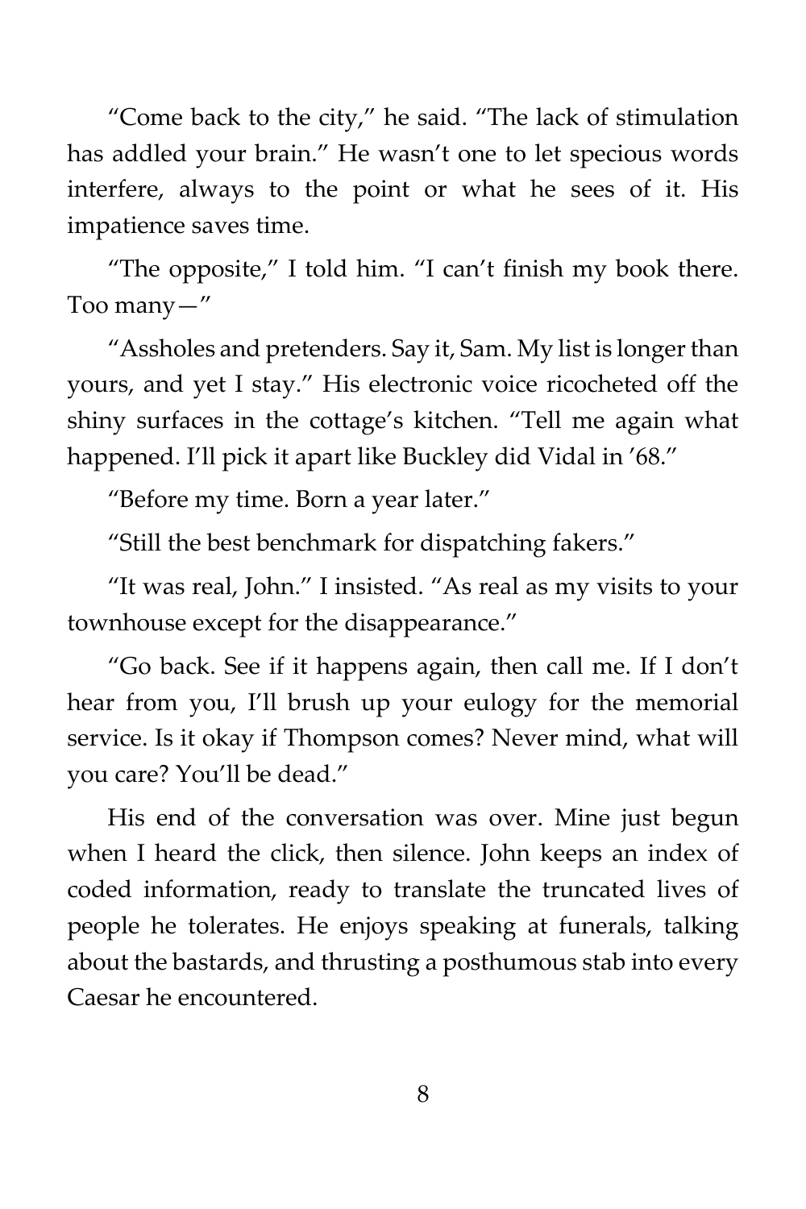"Come back to the city," he said. "The lack of stimulation has addled your brain." He wasn't one to let specious words interfere, always to the point or what he sees of it. His impatience saves time.

"The opposite," I told him. "I can't finish my book there. Too many—"

"Assholes and pretenders. Say it, Sam. My list is longer than yours, and yet I stay." His electronic voice ricocheted off the shiny surfaces in the cottage's kitchen. "Tell me again what happened. I'll pick it apart like Buckley did Vidal in '68."

"Before my time. Born a year later."

"Still the best benchmark for dispatching fakers."

"It was real, John." I insisted. "As real as my visits to your townhouse except for the disappearance."

"Go back. See if it happens again, then call me. If I don't hear from you, I'll brush up your eulogy for the memorial service. Is it okay if Thompson comes? Never mind, what will you care? You'll be dead."

His end of the conversation was over. Mine just begun when I heard the click, then silence. John keeps an index of coded information, ready to translate the truncated lives of people he tolerates. He enjoys speaking at funerals, talking about the bastards, and thrusting a posthumous stab into every Caesar he encountered.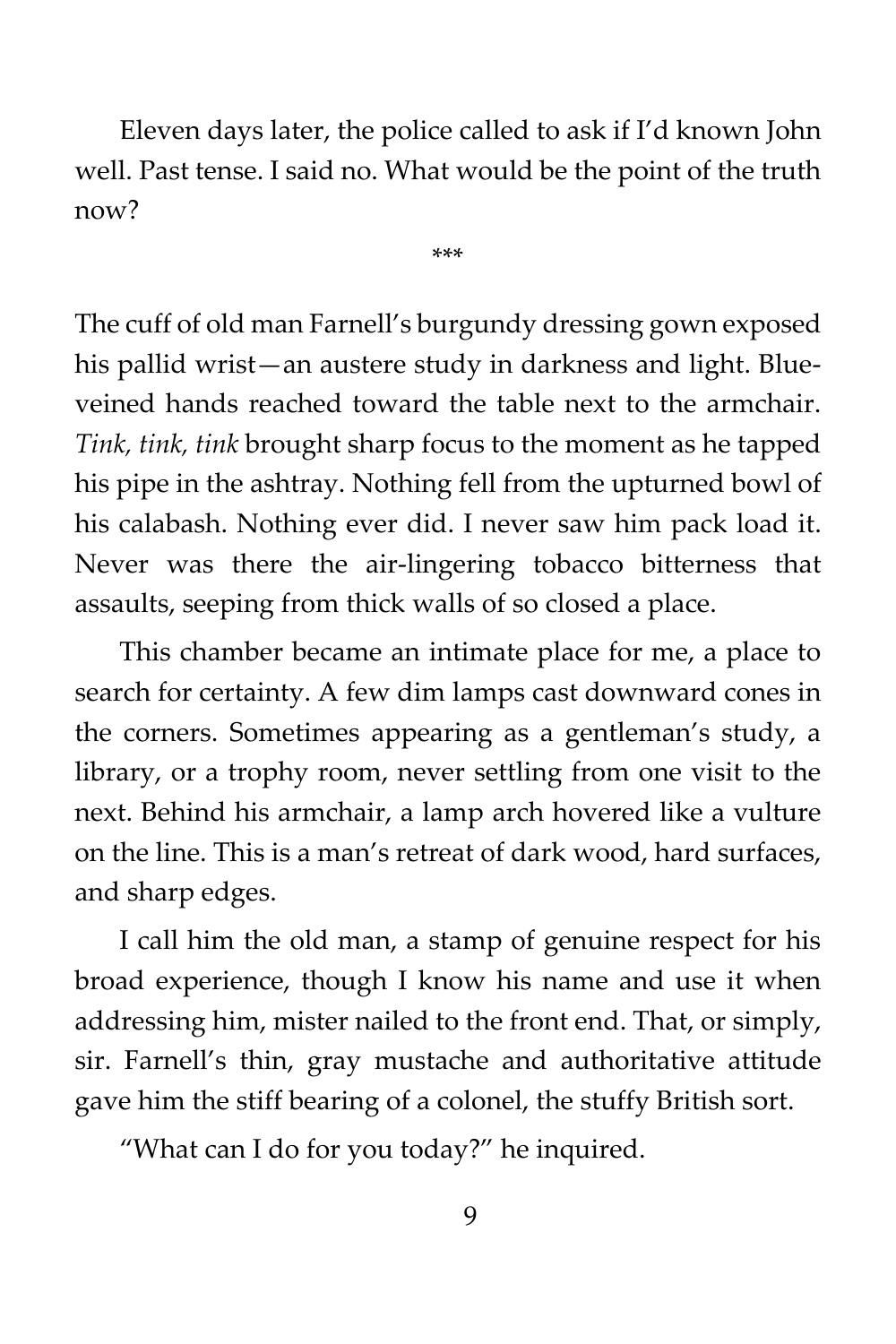Eleven days later, the police called to ask if I'd known John well. Past tense. I said no. What would be the point of the truth now?

***

The cuff of old man Farnell's burgundy dressing gown exposed his pallid wrist—an austere study in darkness and light. Blue-veined hands reached toward the table next to the armchair. *Tink, tink, tink* brought sharp focus to the moment as he tapped his pipe in the ashtray. Nothing fell from the upturned bowl of his calabash. Nothing ever did. I never saw him pack load it. Never was there the air-lingering tobacco bitterness that assaults, seeping from thick walls of so closed a place.

This chamber became an intimate place for me, a place to search for certainty. A few dim lamps cast downward cones in the corners. Sometimes appearing as a gentleman's study, a library, or a trophy room, never settling from one visit to the next. Behind his armchair, a lamp arch hovered like a vulture on the line. This is a man's retreat of dark wood, hard surfaces, and sharp edges.

I call him the old man, a stamp of genuine respect for his broad experience, though I know his name and use it when addressing him, mister nailed to the front end. That, or simply, sir. Farnell's thin, gray mustache and authoritative attitude gave him the stiff bearing of a colonel, the stuffy British sort.

"What can I do for you today?" he inquired.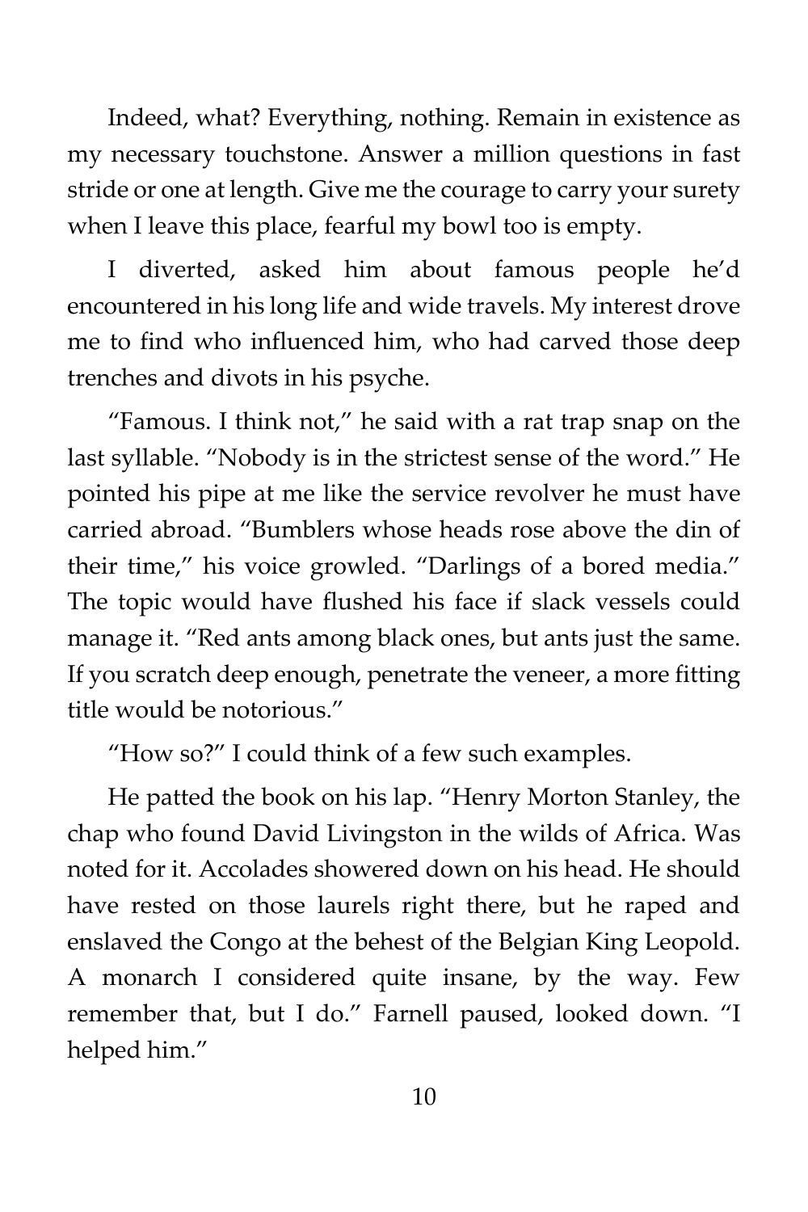Indeed, what? Everything, nothing. Remain in existence as my necessary touchstone. Answer a million questions in fast stride or one at length. Give me the courage to carry your surety when I leave this place, fearful my bowl too is empty.

I diverted, asked him about famous people he'd encountered in his long life and wide travels. My interest drove me to find who influenced him, who had carved those deep trenches and divots in his psyche.

"Famous. I think not," he said with a rat trap snap on the last syllable. "Nobody is in the strictest sense of the word." He pointed his pipe at me like the service revolver he must have carried abroad. "Bumblers whose heads rose above the din of their time," his voice growled. "Darlings of a bored media." The topic would have flushed his face if slack vessels could manage it. "Red ants among black ones, but ants just the same. If you scratch deep enough, penetrate the veneer, a more fitting title would be notorious."

"How so?" I could think of a few such examples.

He patted the book on his lap. "Henry Morton Stanley, the chap who found David Livingston in the wilds of Africa. Was noted for it. Accolades showered down on his head. He should have rested on those laurels right there, but he raped and enslaved the Congo at the behest of the Belgian King Leopold. A monarch I considered quite insane, by the way. Few remember that, but I do." Farnell paused, looked down. "I helped him."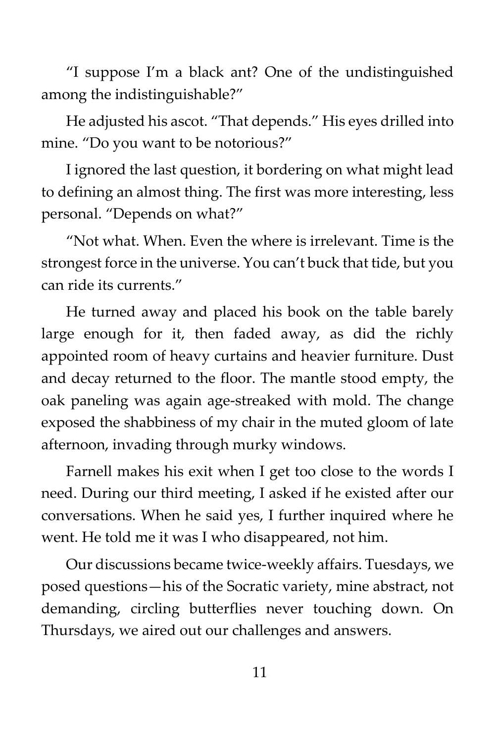"I suppose I'm a black ant? One of the undistinguished among the indistinguishable?"

He adjusted his ascot. "That depends." His eyes drilled into mine. "Do you want to be notorious?"

I ignored the last question, it bordering on what might lead to defining an almost thing. The first was more interesting, less personal. "Depends on what?"

"Not what. When. Even the where is irrelevant. Time is the strongest force in the universe. You can't buck that tide, but you can ride its currents."

He turned away and placed his book on the table barely large enough for it, then faded away, as did the richly appointed room of heavy curtains and heavier furniture. Dust and decay returned to the floor. The mantle stood empty, the oak paneling was again age-streaked with mold. The change exposed the shabbiness of my chair in the muted gloom of late afternoon, invading through murky windows.

Farnell makes his exit when I get too close to the words I need. During our third meeting, I asked if he existed after our conversations. When he said yes, I further inquired where he went. He told me it was I who disappeared, not him.

Our discussions became twice-weekly affairs. Tuesdays, we posed questions—his of the Socratic variety, mine abstract, not demanding, circling butterflies never touching down. On Thursdays, we aired out our challenges and answers.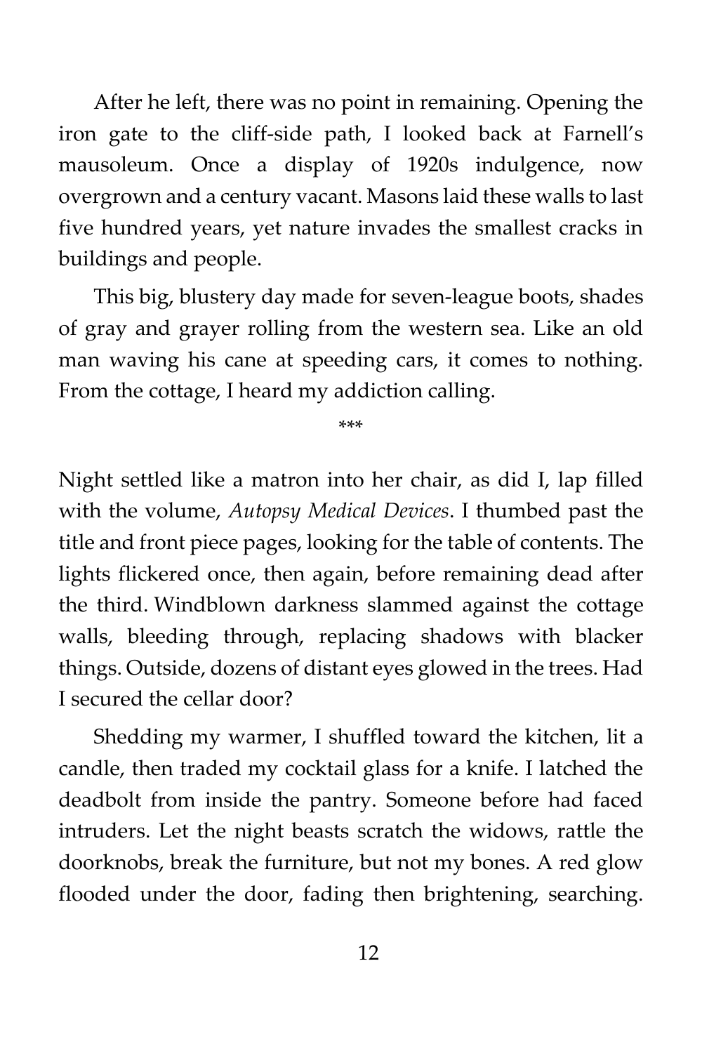After he left, there was no point in remaining. Opening the iron gate to the cliff-side path, I looked back at Farnell's mausoleum. Once a display of 1920s indulgence, now overgrown and a century vacant. Masons laid these walls to last five hundred years, yet nature invades the smallest cracks in buildings and people.

This big, blustery day made for seven-league boots, shades of gray and grayer rolling from the western sea. Like an old man waving his cane at speeding cars, it comes to nothing. From the cottage, I heard my addiction calling.

***

Night settled like a matron into her chair, as did I, lap filled with the volume, *Autopsy Medical Devices*. I thumbed past the title and front piece pages, looking for the table of contents. The lights flickered once, then again, before remaining dead after the third. Windblown darkness slammed against the cottage walls, bleeding through, replacing shadows with blacker things. Outside, dozens of distant eyes glowed in the trees. Had I secured the cellar door?

Shedding my warmer, I shuffled toward the kitchen, lit a candle, then traded my cocktail glass for a knife. I latched the deadbolt from inside the pantry. Someone before had faced intruders. Let the night beasts scratch the widows, rattle the doorknobs, break the furniture, but not my bones. A red glow flooded under the door, fading then brightening, searching.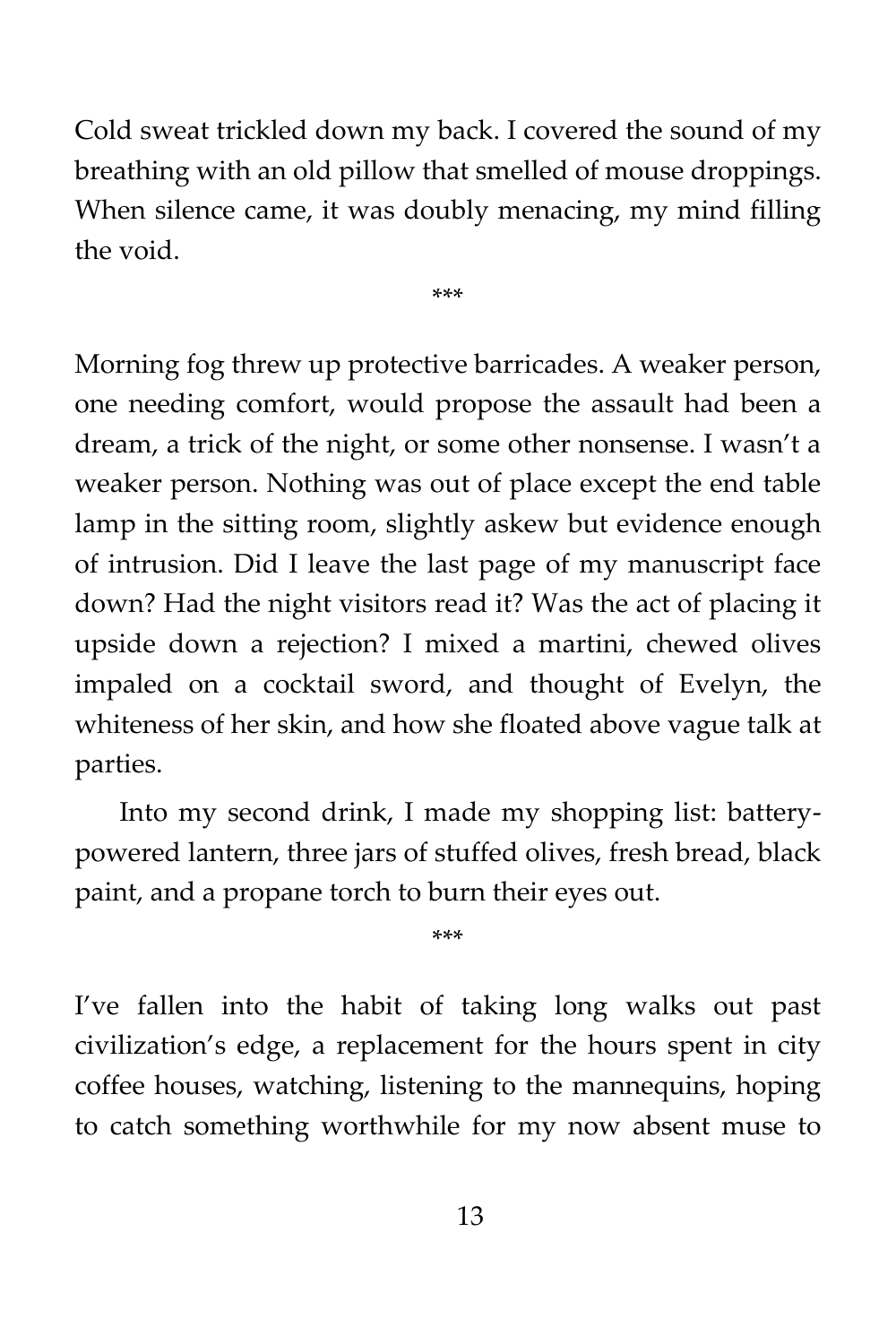Cold sweat trickled down my back. I covered the sound of my breathing with an old pillow that smelled of mouse droppings. When silence came, it was doubly menacing, my mind filling the void.

***

Morning fog threw up protective barricades. A weaker person, one needing comfort, would propose the assault had been a dream, a trick of the night, or some other nonsense. I wasn't a weaker person. Nothing was out of place except the end table lamp in the sitting room, slightly askew but evidence enough of intrusion. Did I leave the last page of my manuscript face down? Had the night visitors read it? Was the act of placing it upside down a rejection? I mixed a martini, chewed olives impaled on a cocktail sword, and thought of Evelyn, the whiteness of her skin, and how she floated above vague talk at parties.

Into my second drink, I made my shopping list: battery-powered lantern, three jars of stuffed olives, fresh bread, black paint, and a propane torch to burn their eyes out.

***

I've fallen into the habit of taking long walks out past civilization's edge, a replacement for the hours spent in city coffee houses, watching, listening to the mannequins, hoping to catch something worthwhile for my now absent muse to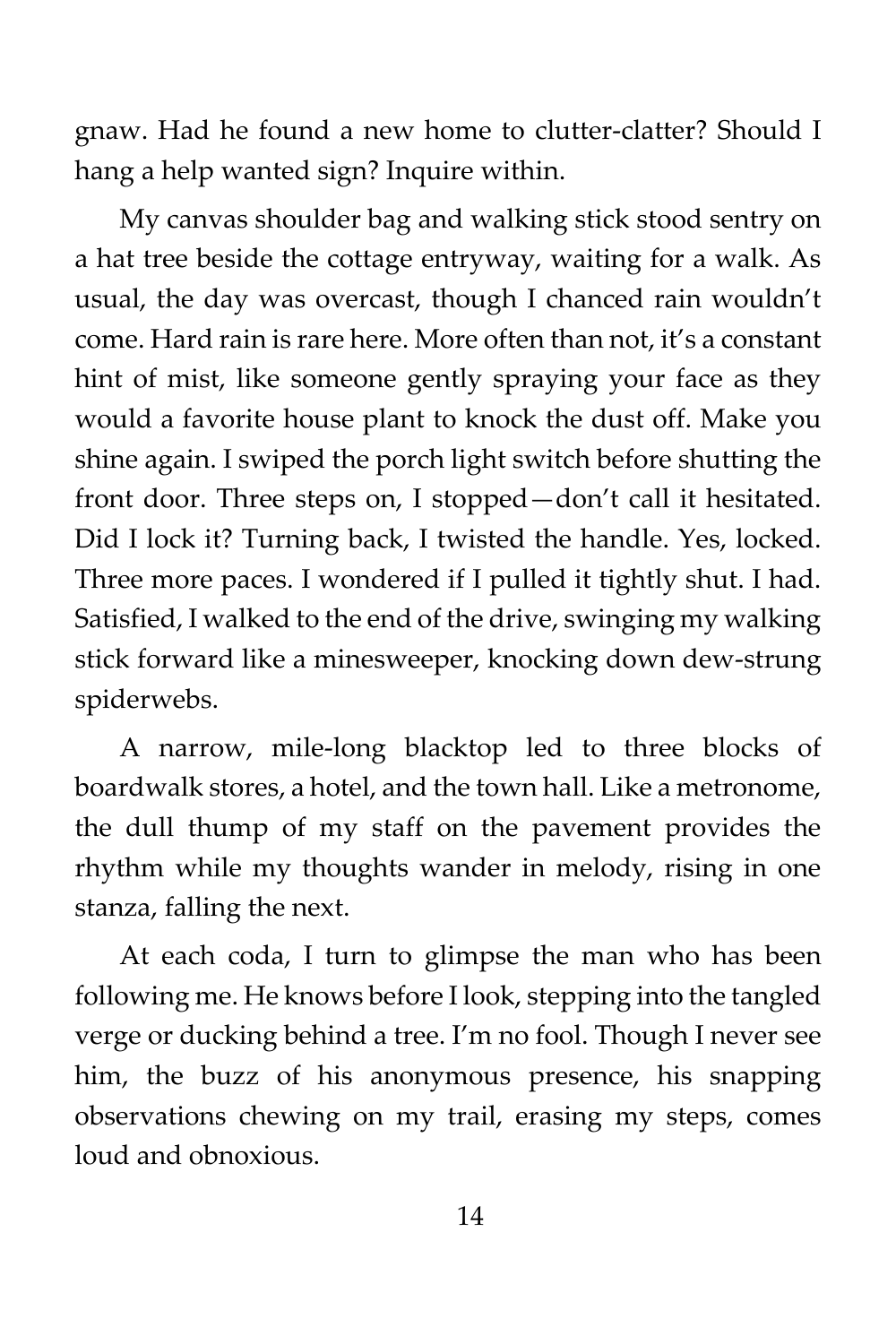gnaw. Had he found a new home to clutter-clatter? Should I hang a help wanted sign? Inquire within.

My canvas shoulder bag and walking stick stood sentry on a hat tree beside the cottage entryway, waiting for a walk. As usual, the day was overcast, though I chanced rain wouldn't come. Hard rain is rare here. More often than not, it's a constant hint of mist, like someone gently spraying your face as they would a favorite house plant to knock the dust off. Make you shine again. I swiped the porch light switch before shutting the front door. Three steps on, I stopped—don't call it hesitated. Did I lock it? Turning back, I twisted the handle. Yes, locked. Three more paces. I wondered if I pulled it tightly shut. I had. Satisfied, I walked to the end of the drive, swinging my walking stick forward like a minesweeper, knocking down dew-strung spiderwebs.

A narrow, mile-long blacktop led to three blocks of boardwalk stores, a hotel, and the town hall. Like a metronome, the dull thump of my staff on the pavement provides the rhythm while my thoughts wander in melody, rising in one stanza, falling the next.

At each coda, I turn to glimpse the man who has been following me. He knows before I look, stepping into the tangled verge or ducking behind a tree. I'm no fool. Though I never see him, the buzz of his anonymous presence, his snapping observations chewing on my trail, erasing my steps, comes loud and obnoxious.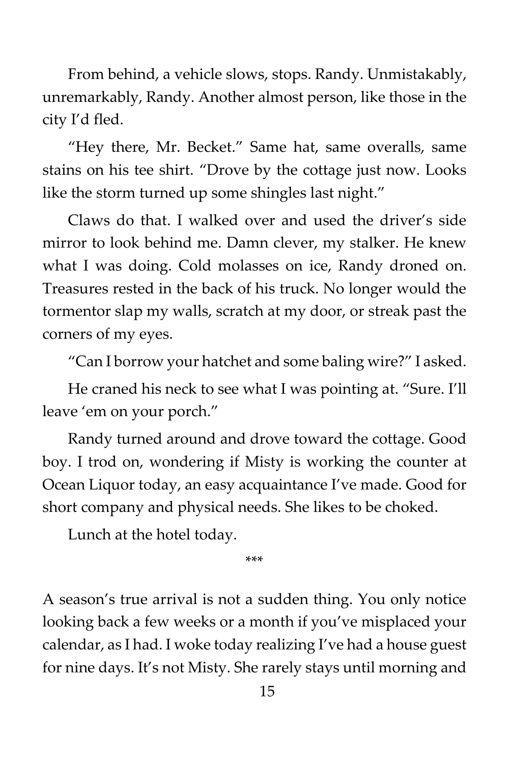From behind, a vehicle slows, stops. Randy. Unmistakably, unremarkably, Randy. Another almost person, like those in the city I'd fled.

"Hey there, Mr. Becket." Same hat, same overalls, same stains on his tee shirt. "Drove by the cottage just now. Looks like the storm turned up some shingles last night."

Claws do that. I walked over and used the driver's side mirror to look behind me. Damn clever, my stalker. He knew what I was doing. Cold molasses on ice, Randy droned on. Treasures rested in the back of his truck. No longer would the tormentor slap my walls, scratch at my door, or streak past the corners of my eyes.

"Can I borrow your hatchet and some baling wire?" I asked.

He craned his neck to see what I was pointing at. "Sure. I'll leave 'em on your porch."

Randy turned around and drove toward the cottage. Good boy. I trod on, wondering if Misty is working the counter at Ocean Liquor today, an easy acquaintance I've made. Good for short company and physical needs. She likes to be choked.

Lunch at the hotel today.

***

A season's true arrival is not a sudden thing. You only notice looking back a few weeks or a month if you've misplaced your calendar, as I had. I woke today realizing I've had a house guest for nine days. It's not Misty. She rarely stays until morning and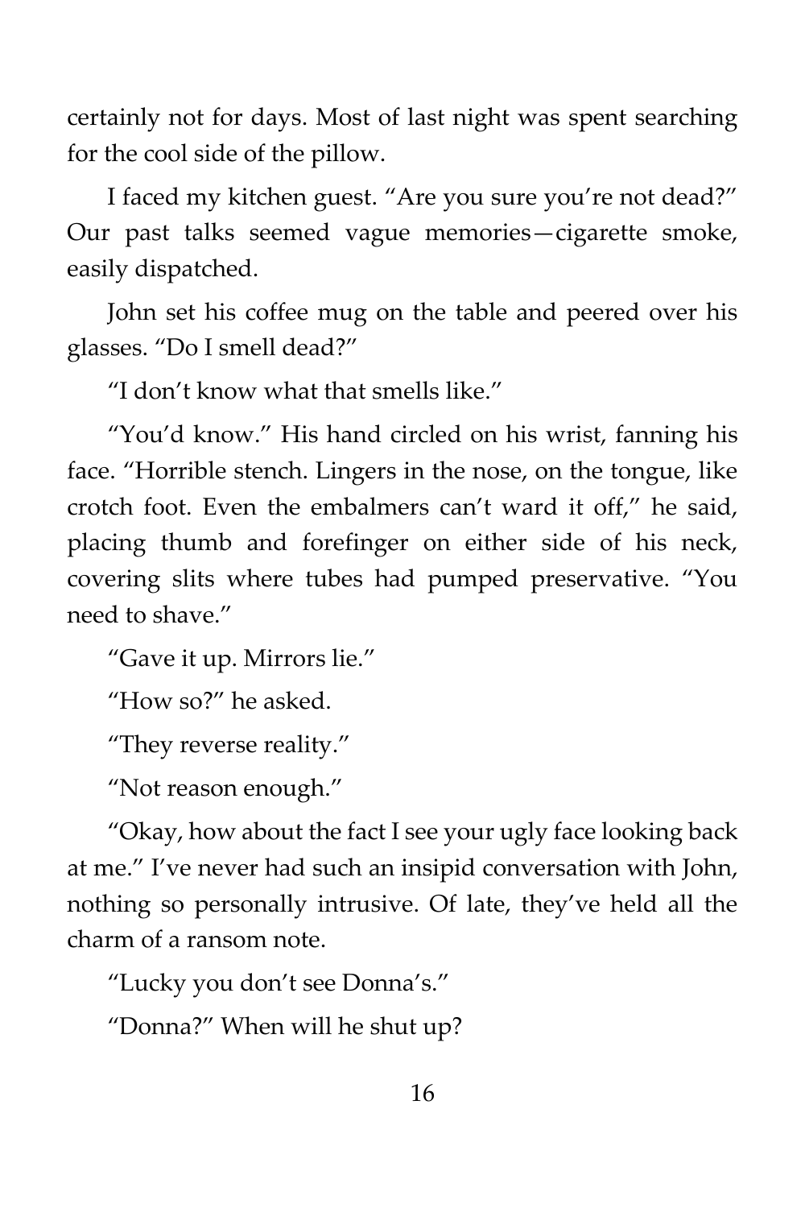certainly not for days. Most of last night was spent searching for the cool side of the pillow.

I faced my kitchen guest. "Are you sure you're not dead?" Our past talks seemed vague memories—cigarette smoke, easily dispatched.

John set his coffee mug on the table and peered over his glasses. "Do I smell dead?"

"I don't know what that smells like."

"You'd know." His hand circled on his wrist, fanning his face. "Horrible stench. Lingers in the nose, on the tongue, like crotch foot. Even the embalmers can't ward it off," he said, placing thumb and forefinger on either side of his neck, covering slits where tubes had pumped preservative. "You need to shave."

"Gave it up. Mirrors lie."

"How so?" he asked.

"They reverse reality."

"Not reason enough."

"Okay, how about the fact I see your ugly face looking back at me." I've never had such an insipid conversation with John, nothing so personally intrusive. Of late, they've held all the charm of a ransom note.

"Lucky you don't see Donna's."

"Donna?" When will he shut up?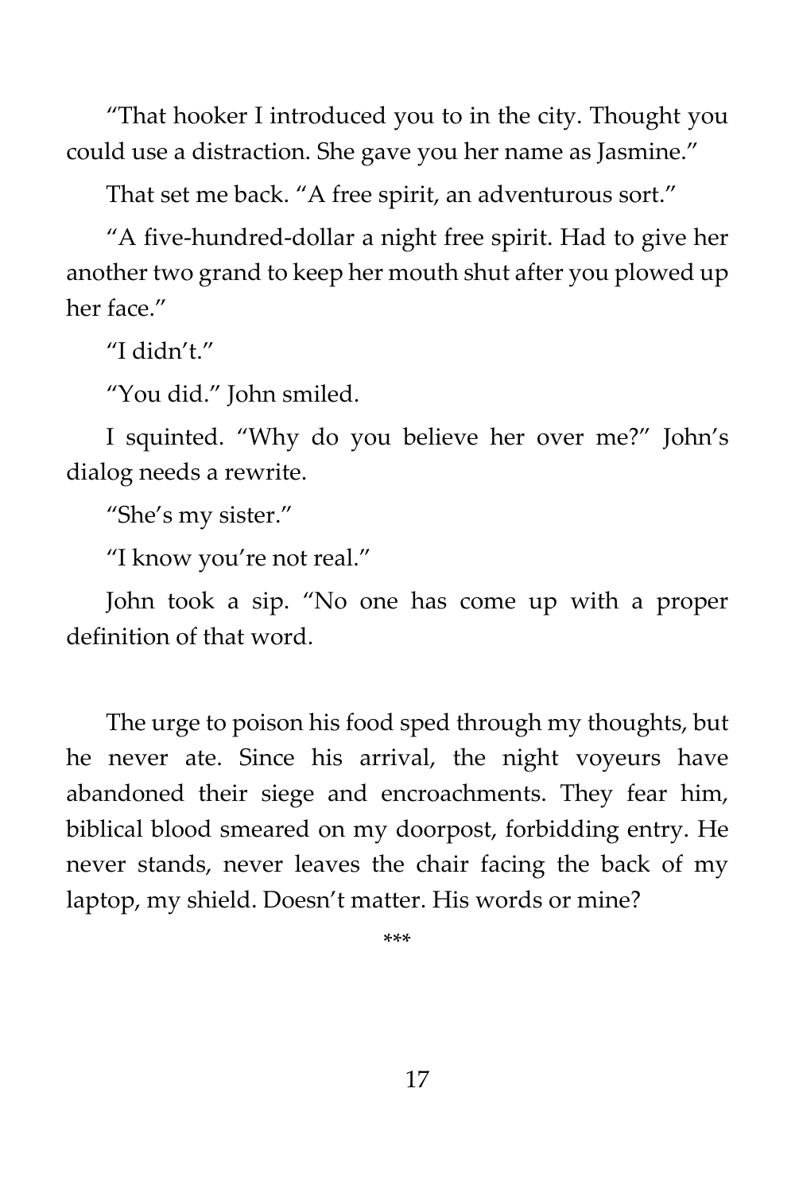"That hooker I introduced you to in the city. Thought you could use a distraction. She gave you her name as Jasmine."

That set me back. "A free spirit, an adventurous sort."

"A five-hundred-dollar a night free spirit. Had to give her another two grand to keep her mouth shut after you plowed up her face."

"I didn't."

"You did." John smiled.

I squinted. "Why do you believe her over me?" John's dialog needs a rewrite.

"She's my sister."

"I know you're not real."

John took a sip. "No one has come up with a proper definition of that word.

The urge to poison his food sped through my thoughts, but he never ate. Since his arrival, the night voyeurs have abandoned their siege and encroachments. They fear him, biblical blood smeared on my doorpost, forbidding entry. He never stands, never leaves the chair facing the back of my laptop, my shield. Doesn't matter. His words or mine?

***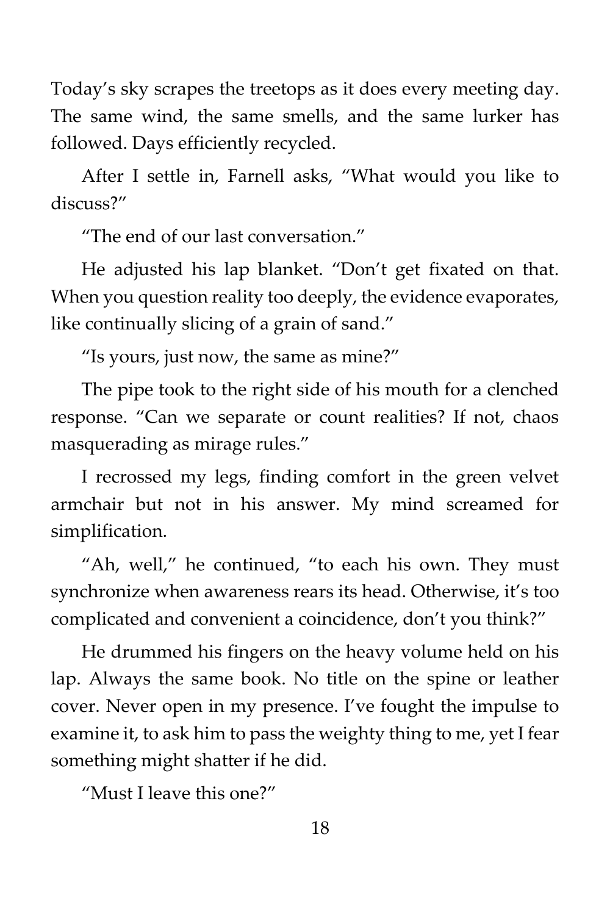Today's sky scrapes the treetops as it does every meeting day. The same wind, the same smells, and the same lurker has followed. Days efficiently recycled.

After I settle in, Farnell asks, "What would you like to discuss?"

"The end of our last conversation."

He adjusted his lap blanket. "Don't get fixated on that. When you question reality too deeply, the evidence evaporates, like continually slicing of a grain of sand."

"Is yours, just now, the same as mine?"

The pipe took to the right side of his mouth for a clenched response. "Can we separate or count realities? If not, chaos masquerading as mirage rules."

I recrossed my legs, finding comfort in the green velvet armchair but not in his answer. My mind screamed for simplification.

"Ah, well," he continued, "to each his own. They must synchronize when awareness rears its head. Otherwise, it's too complicated and convenient a coincidence, don't you think?"

He drummed his fingers on the heavy volume held on his lap. Always the same book. No title on the spine or leather cover. Never open in my presence. I've fought the impulse to examine it, to ask him to pass the weighty thing to me, yet I fear something might shatter if he did.

"Must I leave this one?"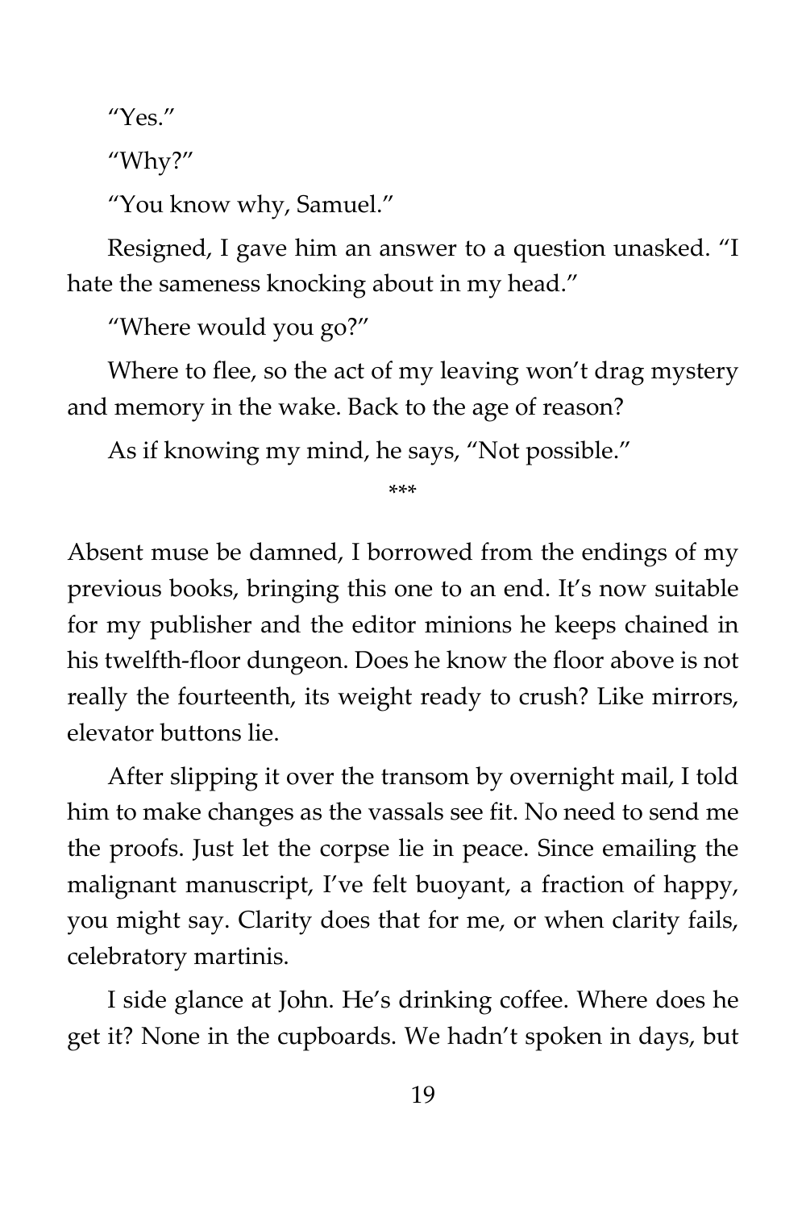"Yes."

"Why?"

"You know why, Samuel."

Resigned, I gave him an answer to a question unasked. "I hate the sameness knocking about in my head."

"Where would you go?"

Where to flee, so the act of my leaving won't drag mystery and memory in the wake. Back to the age of reason?

As if knowing my mind, he says, "Not possible."

***

Absent muse be damned, I borrowed from the endings of my previous books, bringing this one to an end. It's now suitable for my publisher and the editor minions he keeps chained in his twelfth-floor dungeon. Does he know the floor above is not really the fourteenth, its weight ready to crush? Like mirrors, elevator buttons lie.

After slipping it over the transom by overnight mail, I told him to make changes as the vassals see fit. No need to send me the proofs. Just let the corpse lie in peace. Since emailing the malignant manuscript, I've felt buoyant, a fraction of happy, you might say. Clarity does that for me, or when clarity fails, celebratory martinis.

I side glance at John. He's drinking coffee. Where does he get it? None in the cupboards. We hadn't spoken in days, but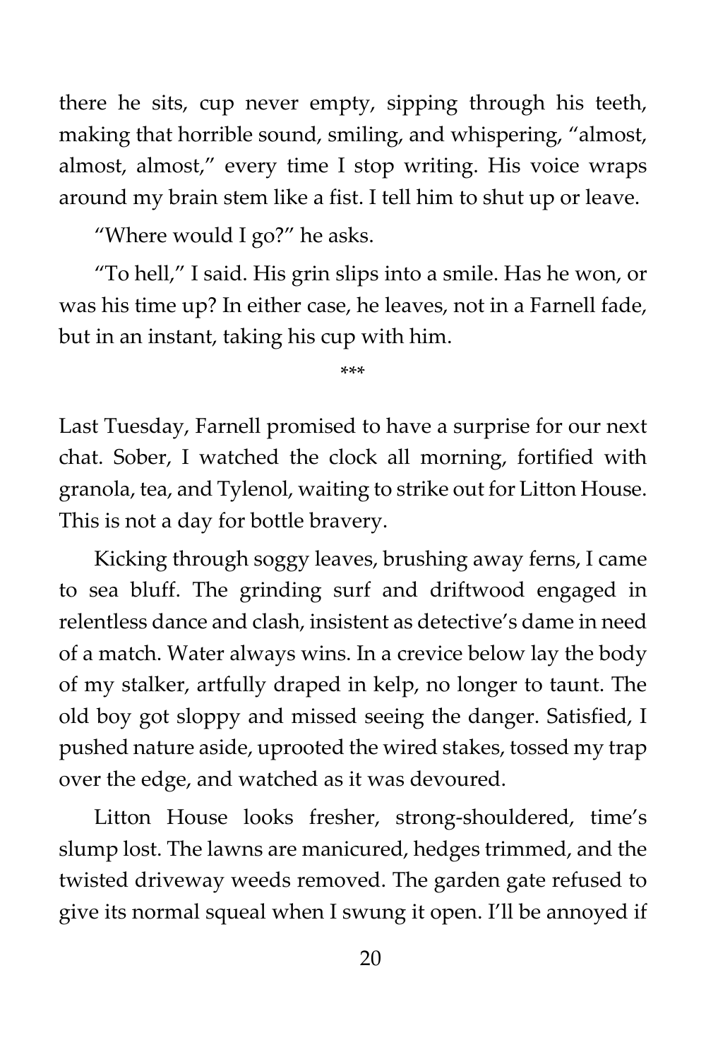there he sits, cup never empty, sipping through his teeth, making that horrible sound, smiling, and whispering, "almost, almost, almost," every time I stop writing. His voice wraps around my brain stem like a fist. I tell him to shut up or leave.

"Where would I go?" he asks.

"To hell," I said. His grin slips into a smile. Has he won, or was his time up? In either case, he leaves, not in a Farnell fade, but in an instant, taking his cup with him.

***

Last Tuesday, Farnell promised to have a surprise for our next chat. Sober, I watched the clock all morning, fortified with granola, tea, and Tylenol, waiting to strike out for Litton House. This is not a day for bottle bravery.

Kicking through soggy leaves, brushing away ferns, I came to sea bluff. The grinding surf and driftwood engaged in relentless dance and clash, insistent as detective's dame in need of a match. Water always wins. In a crevice below lay the body of my stalker, artfully draped in kelp, no longer to taunt. The old boy got sloppy and missed seeing the danger. Satisfied, I pushed nature aside, uprooted the wired stakes, tossed my trap over the edge, and watched as it was devoured.

Litton House looks fresher, strong-shouldered, time's slump lost. The lawns are manicured, hedges trimmed, and the twisted driveway weeds removed. The garden gate refused to give its normal squeal when I swung it open. I'll be annoyed if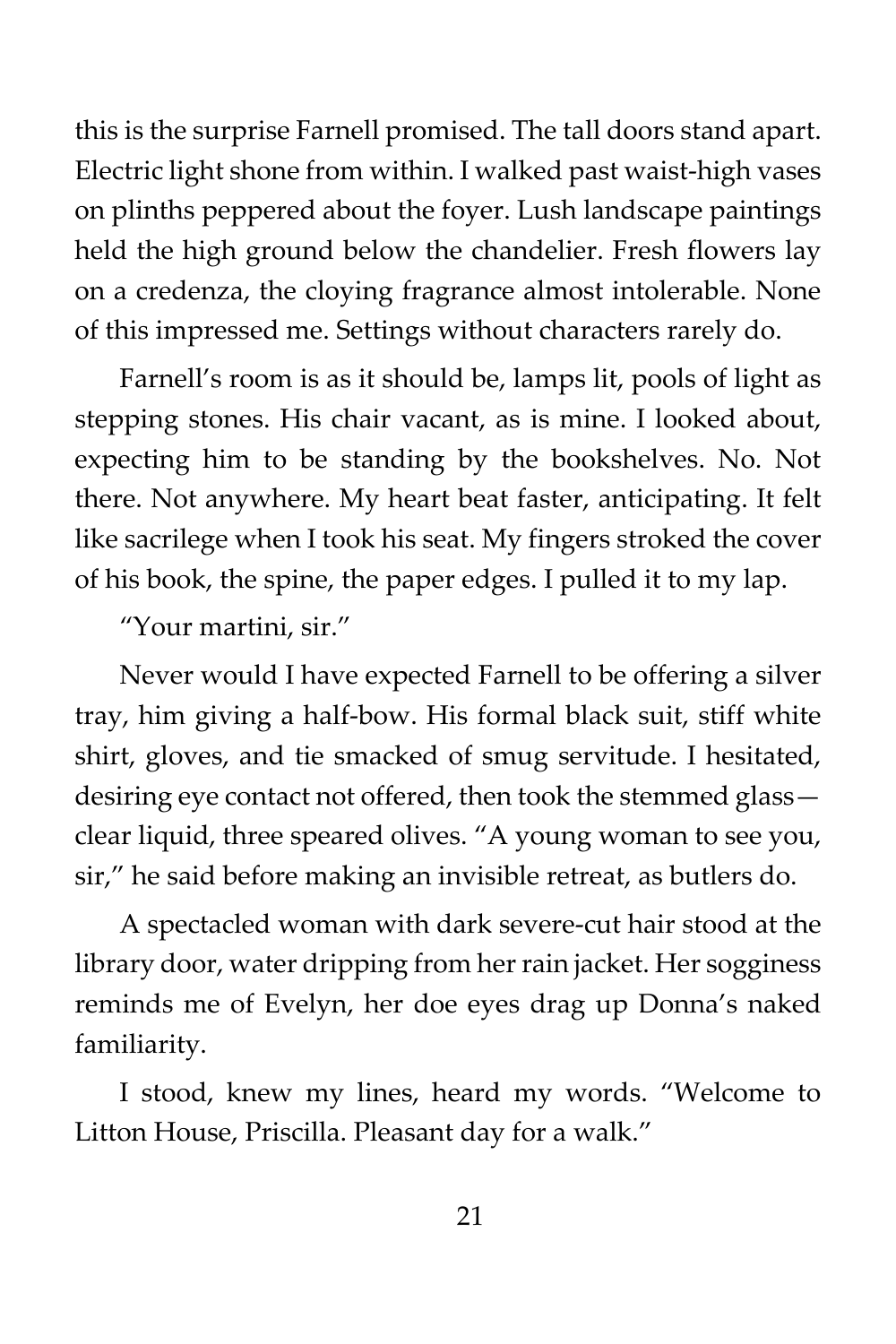this is the surprise Farnell promised. The tall doors stand apart. Electric light shone from within. I walked past waist-high vases on plinths peppered about the foyer. Lush landscape paintings held the high ground below the chandelier. Fresh flowers lay on a credenza, the cloying fragrance almost intolerable. None of this impressed me. Settings without characters rarely do.

Farnell's room is as it should be, lamps lit, pools of light as stepping stones. His chair vacant, as is mine. I looked about, expecting him to be standing by the bookshelves. No. Not there. Not anywhere. My heart beat faster, anticipating. It felt like sacrilege when I took his seat. My fingers stroked the cover of his book, the spine, the paper edges. I pulled it to my lap.

"Your martini, sir."

Never would I have expected Farnell to be offering a silver tray, him giving a half-bow. His formal black suit, stiff white shirt, gloves, and tie smacked of smug servitude. I hesitated, desiring eye contact not offered, then took the stemmed glass—clear liquid, three speared olives. "A young woman to see you, sir," he said before making an invisible retreat, as butlers do.

A spectacled woman with dark severe-cut hair stood at the library door, water dripping from her rain jacket. Her sogginess reminds me of Evelyn, her doe eyes drag up Donna's naked familiarity.

I stood, knew my lines, heard my words. "Welcome to Litton House, Priscilla. Pleasant day for a walk."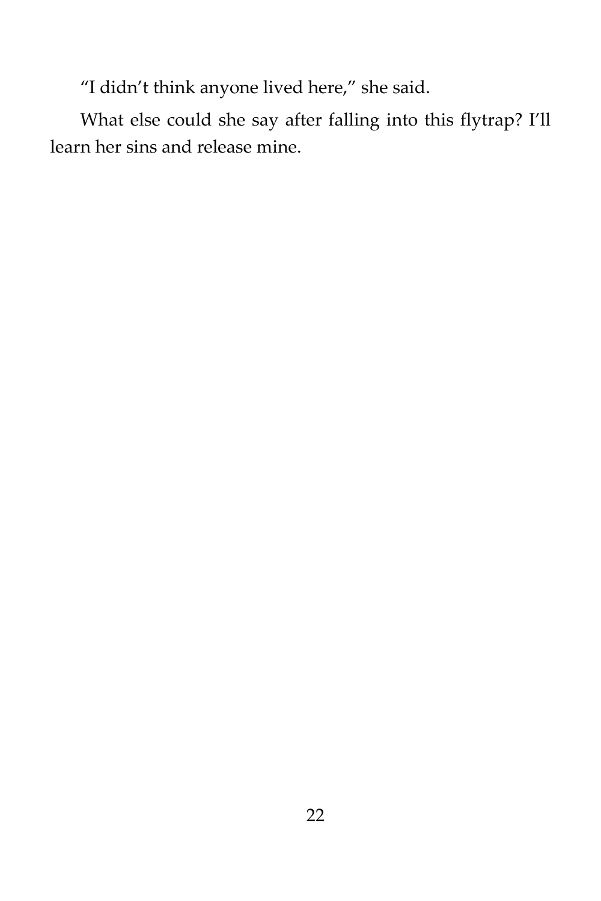"I didn't think anyone lived here," she said.

What else could she say after falling into this flytrap? I'll learn her sins and release mine.